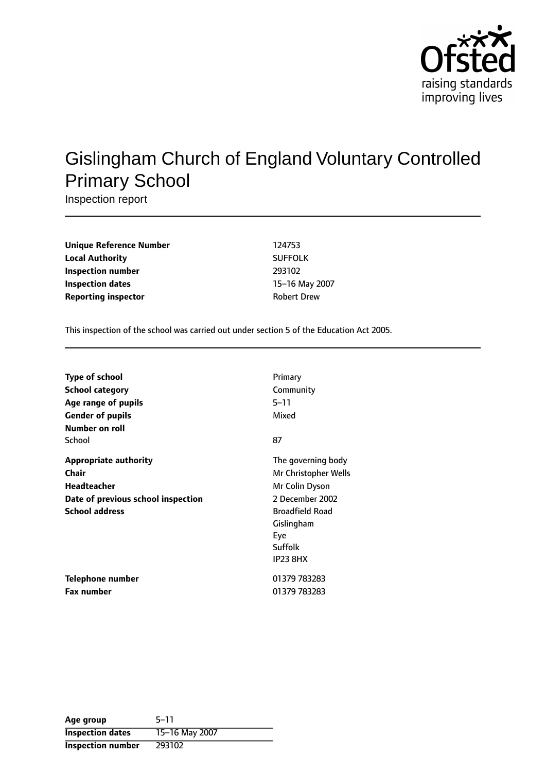# Gislingham Church of England Voluntary Controlled Primary School

Inspection report

| | |
|---|---|
| **Unique Reference Number** | 124753 |
| **Local Authority** | SUFFOLK |
| **Inspection number** | 293102 |
| **Inspection dates** | 15–16 May 2007 |
| **Reporting inspector** | Robert Drew |

This inspection of the school was carried out under section 5 of the Education Act 2005.

| | |
|---|---|
| **Type of school** | Primary |
| **School category** | Community |
| **Age range of pupils** | 5–11 |
| **Gender of pupils** | Mixed |
| **Number on roll** | |
| School | 87 |
| **Appropriate authority** | The governing body |
| **Chair** | Mr Christopher Wells |
| **Headteacher** | Mr Colin Dyson |
| **Date of previous school inspection** | 2 December 2002 |
| **School address** | Broadfield Road<br>Gislingham<br>Eye<br>Suffolk<br>IP23 8HX |
| **Telephone number** | 01379 783283 |
| **Fax number** | 01379 783283 |

| | |
|---|---|
| **Age group** | 5–11 |
| **Inspection dates** | 15–16 May 2007 |
| **Inspection number** | 293102 |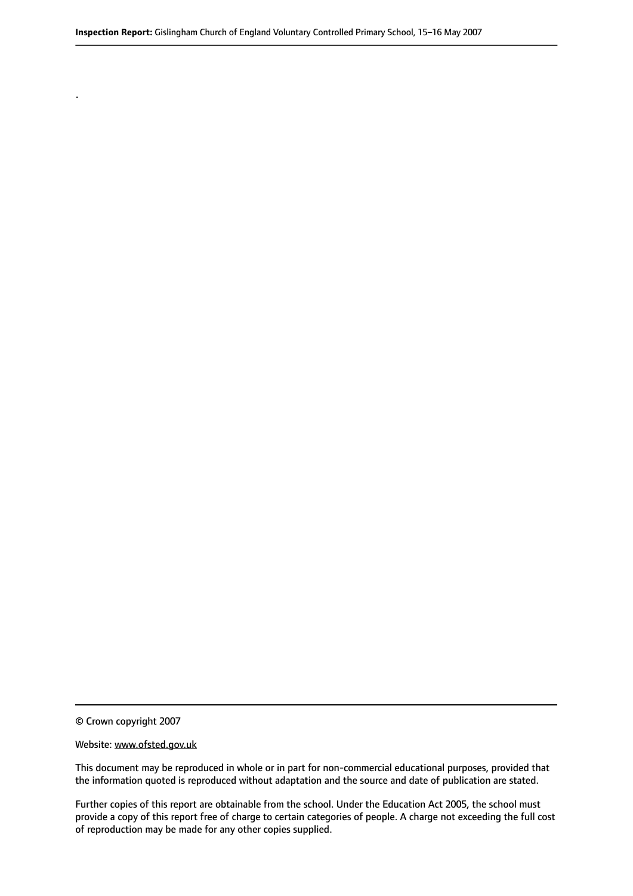.

© Crown copyright 2007

Website: www.ofsted.gov.uk

This document may be reproduced in whole or in part for non-commercial educational purposes, provided that the information quoted is reproduced without adaptation and the source and date of publication are stated.

Further copies of this report are obtainable from the school. Under the Education Act 2005, the school must provide a copy of this report free of charge to certain categories of people. A charge not exceeding the full cost of reproduction may be made for any other copies supplied.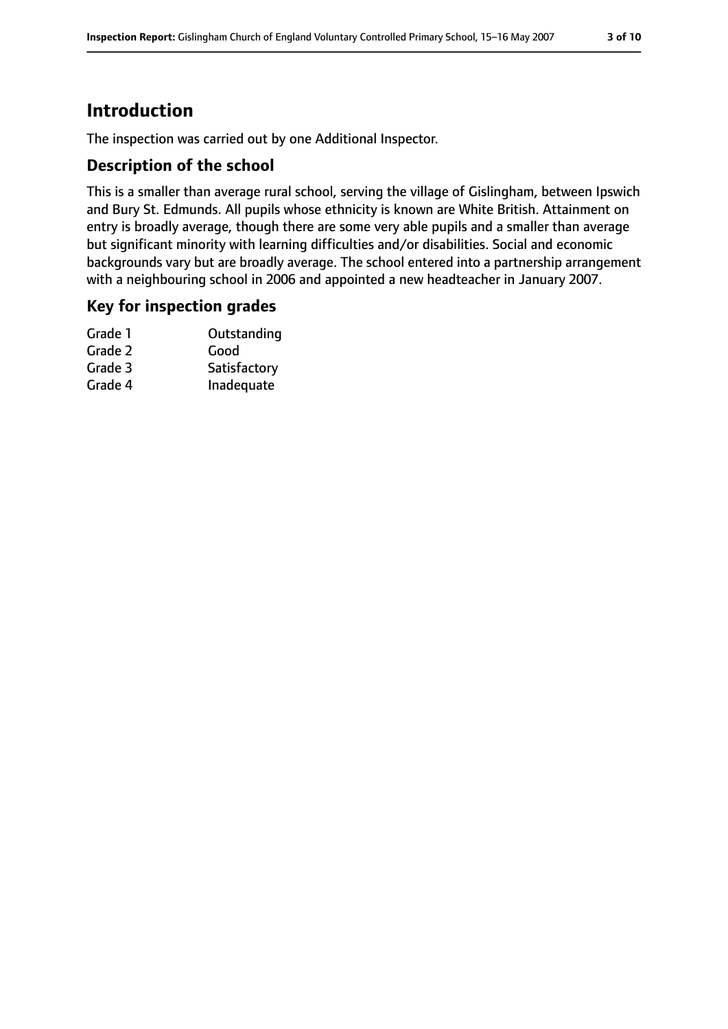## Introduction

The inspection was carried out by one Additional Inspector.

### Description of the school

This is a smaller than average rural school, serving the village of Gislingham, between Ipswich and Bury St. Edmunds. All pupils whose ethnicity is known are White British. Attainment on entry is broadly average, though there are some very able pupils and a smaller than average but significant minority with learning difficulties and/or disabilities. Social and economic backgrounds vary but are broadly average. The school entered into a partnership arrangement with a neighbouring school in 2006 and appointed a new headteacher in January 2007.

### Key for inspection grades

| | |
|---|---|
| Grade 1 | Outstanding |
| Grade 2 | Good |
| Grade 3 | Satisfactory |
| Grade 4 | Inadequate |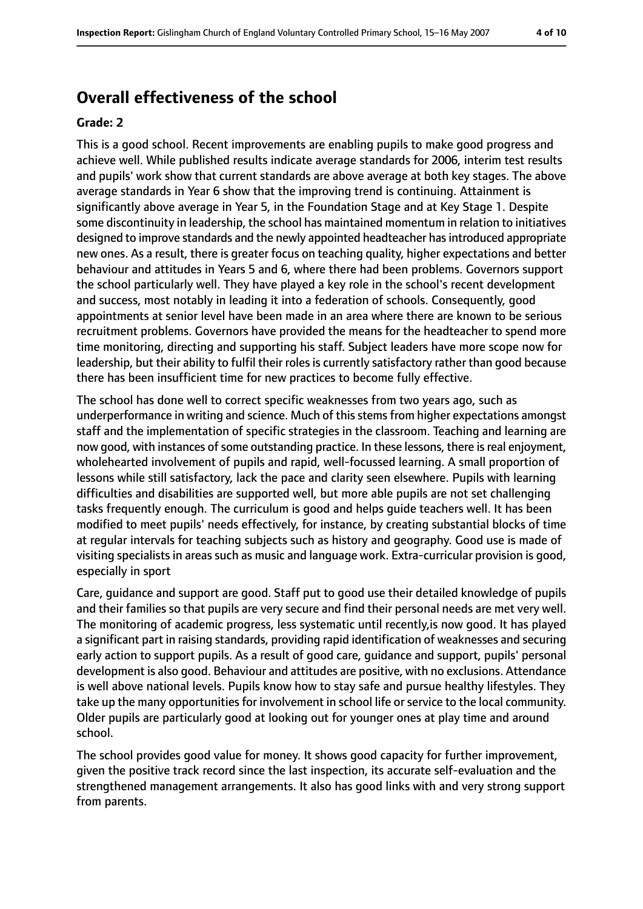## Overall effectiveness of the school

### Grade: 2

This is a good school. Recent improvements are enabling pupils to make good progress and achieve well. While published results indicate average standards for 2006, interim test results and pupils' work show that current standards are above average at both key stages. The above average standards in Year 6 show that the improving trend is continuing. Attainment is significantly above average in Year 5, in the Foundation Stage and at Key Stage 1. Despite some discontinuity in leadership, the school has maintained momentum in relation to initiatives designed to improve standards and the newly appointed headteacher has introduced appropriate new ones. As a result, there is greater focus on teaching quality, higher expectations and better behaviour and attitudes in Years 5 and 6, where there had been problems. Governors support the school particularly well. They have played a key role in the school's recent development and success, most notably in leading it into a federation of schools. Consequently, good appointments at senior level have been made in an area where there are known to be serious recruitment problems. Governors have provided the means for the headteacher to spend more time monitoring, directing and supporting his staff. Subject leaders have more scope now for leadership, but their ability to fulfil their roles is currently satisfactory rather than good because there has been insufficient time for new practices to become fully effective.

The school has done well to correct specific weaknesses from two years ago, such as underperformance in writing and science. Much of this stems from higher expectations amongst staff and the implementation of specific strategies in the classroom. Teaching and learning are now good, with instances of some outstanding practice. In these lessons, there is real enjoyment, wholehearted involvement of pupils and rapid, well-focussed learning. A small proportion of lessons while still satisfactory, lack the pace and clarity seen elsewhere. Pupils with learning difficulties and disabilities are supported well, but more able pupils are not set challenging tasks frequently enough. The curriculum is good and helps guide teachers well. It has been modified to meet pupils' needs effectively, for instance, by creating substantial blocks of time at regular intervals for teaching subjects such as history and geography. Good use is made of visiting specialists in areas such as music and language work. Extra-curricular provision is good, especially in sport

Care, guidance and support are good. Staff put to good use their detailed knowledge of pupils and their families so that pupils are very secure and find their personal needs are met very well. The monitoring of academic progress, less systematic until recently,is now good. It has played a significant part in raising standards, providing rapid identification of weaknesses and securing early action to support pupils. As a result of good care, guidance and support, pupils' personal development is also good. Behaviour and attitudes are positive, with no exclusions. Attendance is well above national levels. Pupils know how to stay safe and pursue healthy lifestyles. They take up the many opportunities for involvement in school life or service to the local community. Older pupils are particularly good at looking out for younger ones at play time and around school.

The school provides good value for money. It shows good capacity for further improvement, given the positive track record since the last inspection, its accurate self-evaluation and the strengthened management arrangements. It also has good links with and very strong support from parents.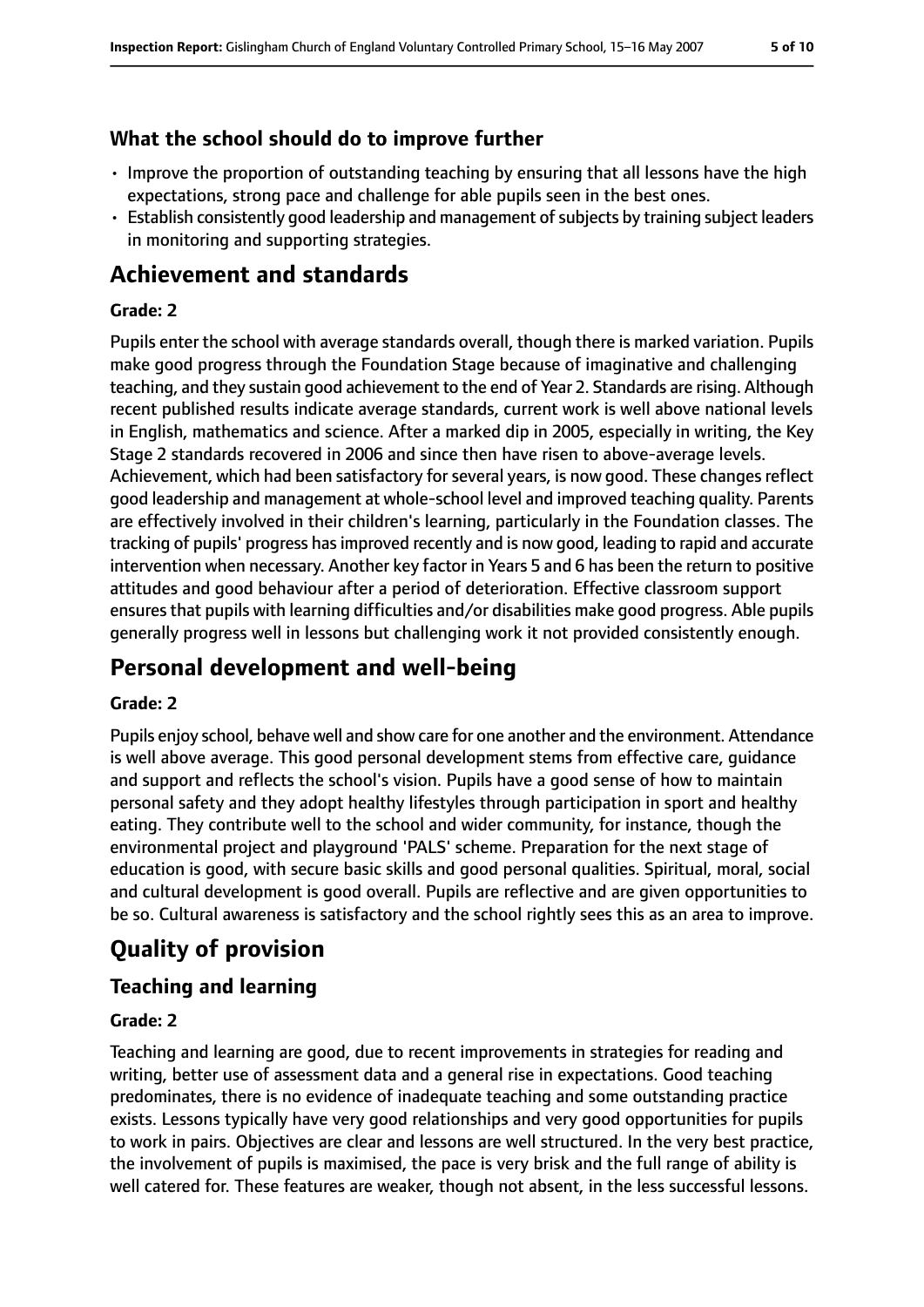### What the school should do to improve further

- Improve the proportion of outstanding teaching by ensuring that all lessons have the high expectations, strong pace and challenge for able pupils seen in the best ones.
- Establish consistently good leadership and management of subjects by training subject leaders in monitoring and supporting strategies.

## Achievement and standards

#### Grade: 2

Pupils enter the school with average standards overall, though there is marked variation. Pupils make good progress through the Foundation Stage because of imaginative and challenging teaching, and they sustain good achievement to the end of Year 2. Standards are rising. Although recent published results indicate average standards, current work is well above national levels in English, mathematics and science. After a marked dip in 2005, especially in writing, the Key Stage 2 standards recovered in 2006 and since then have risen to above-average levels. Achievement, which had been satisfactory for several years, is now good. These changes reflect good leadership and management at whole-school level and improved teaching quality. Parents are effectively involved in their children's learning, particularly in the Foundation classes. The tracking of pupils' progress has improved recently and is now good, leading to rapid and accurate intervention when necessary. Another key factor in Years 5 and 6 has been the return to positive attitudes and good behaviour after a period of deterioration. Effective classroom support ensures that pupils with learning difficulties and/or disabilities make good progress. Able pupils generally progress well in lessons but challenging work it not provided consistently enough.

## Personal development and well-being

#### Grade: 2

Pupils enjoy school, behave well and show care for one another and the environment. Attendance is well above average. This good personal development stems from effective care, guidance and support and reflects the school's vision. Pupils have a good sense of how to maintain personal safety and they adopt healthy lifestyles through participation in sport and healthy eating. They contribute well to the school and wider community, for instance, though the environmental project and playground 'PALS' scheme. Preparation for the next stage of education is good, with secure basic skills and good personal qualities. Spiritual, moral, social and cultural development is good overall. Pupils are reflective and are given opportunities to be so. Cultural awareness is satisfactory and the school rightly sees this as an area to improve.

## Quality of provision

### Teaching and learning

#### Grade: 2

Teaching and learning are good, due to recent improvements in strategies for reading and writing, better use of assessment data and a general rise in expectations. Good teaching predominates, there is no evidence of inadequate teaching and some outstanding practice exists. Lessons typically have very good relationships and very good opportunities for pupils to work in pairs. Objectives are clear and lessons are well structured. In the very best practice, the involvement of pupils is maximised, the pace is very brisk and the full range of ability is well catered for. These features are weaker, though not absent, in the less successful lessons.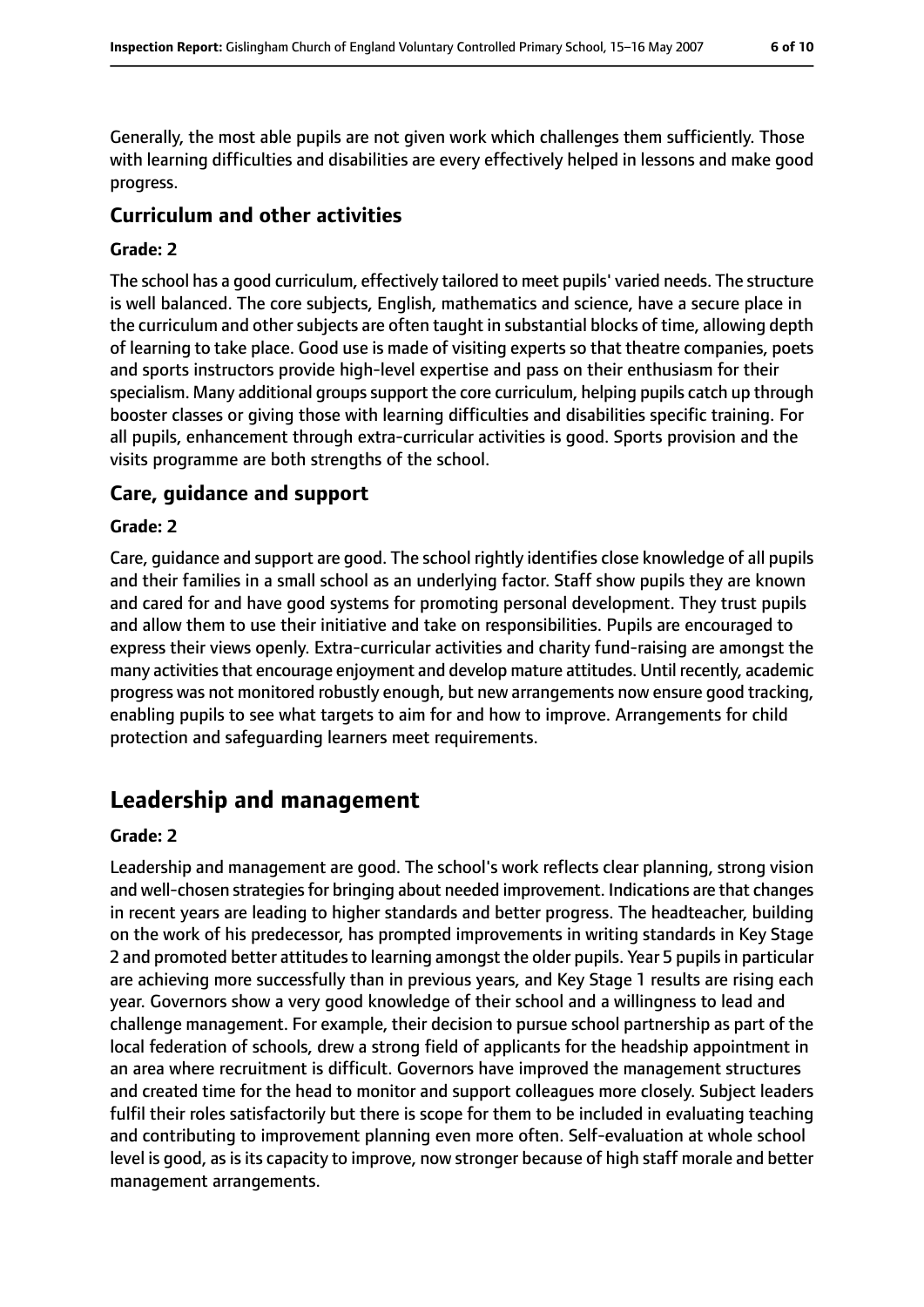Generally, the most able pupils are not given work which challenges them sufficiently. Those with learning difficulties and disabilities are every effectively helped in lessons and make good progress.

### Curriculum and other activities

#### Grade: 2

The school has a good curriculum, effectively tailored to meet pupils' varied needs. The structure is well balanced. The core subjects, English, mathematics and science, have a secure place in the curriculum and other subjects are often taught in substantial blocks of time, allowing depth of learning to take place. Good use is made of visiting experts so that theatre companies, poets and sports instructors provide high-level expertise and pass on their enthusiasm for their specialism. Many additional groups support the core curriculum, helping pupils catch up through booster classes or giving those with learning difficulties and disabilities specific training. For all pupils, enhancement through extra-curricular activities is good. Sports provision and the visits programme are both strengths of the school.

### Care, guidance and support

#### Grade: 2

Care, guidance and support are good. The school rightly identifies close knowledge of all pupils and their families in a small school as an underlying factor. Staff show pupils they are known and cared for and have good systems for promoting personal development. They trust pupils and allow them to use their initiative and take on responsibilities. Pupils are encouraged to express their views openly. Extra-curricular activities and charity fund-raising are amongst the many activities that encourage enjoyment and develop mature attitudes. Until recently, academic progress was not monitored robustly enough, but new arrangements now ensure good tracking, enabling pupils to see what targets to aim for and how to improve. Arrangements for child protection and safeguarding learners meet requirements.

## Leadership and management

#### Grade: 2

Leadership and management are good. The school's work reflects clear planning, strong vision and well-chosen strategies for bringing about needed improvement. Indications are that changes in recent years are leading to higher standards and better progress. The headteacher, building on the work of his predecessor, has prompted improvements in writing standards in Key Stage 2 and promoted better attitudes to learning amongst the older pupils. Year 5 pupils in particular are achieving more successfully than in previous years, and Key Stage 1 results are rising each year. Governors show a very good knowledge of their school and a willingness to lead and challenge management. For example, their decision to pursue school partnership as part of the local federation of schools, drew a strong field of applicants for the headship appointment in an area where recruitment is difficult. Governors have improved the management structures and created time for the head to monitor and support colleagues more closely. Subject leaders fulfil their roles satisfactorily but there is scope for them to be included in evaluating teaching and contributing to improvement planning even more often. Self-evaluation at whole school level is good, as is its capacity to improve, now stronger because of high staff morale and better management arrangements.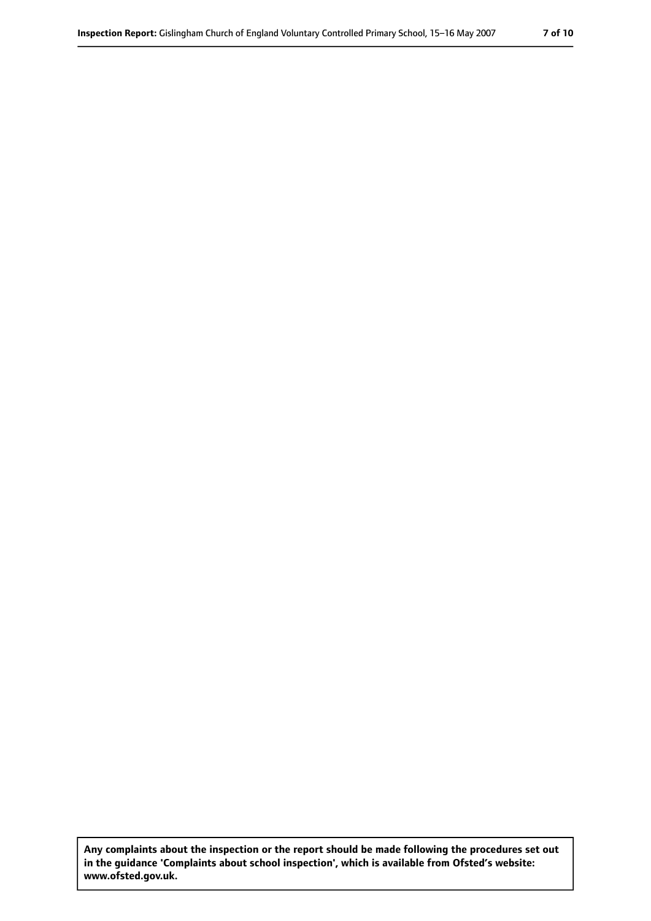**Any complaints about the inspection or the report should be made following the procedures set out in the guidance 'Complaints about school inspection', which is available from Ofsted's website: www.ofsted.gov.uk.**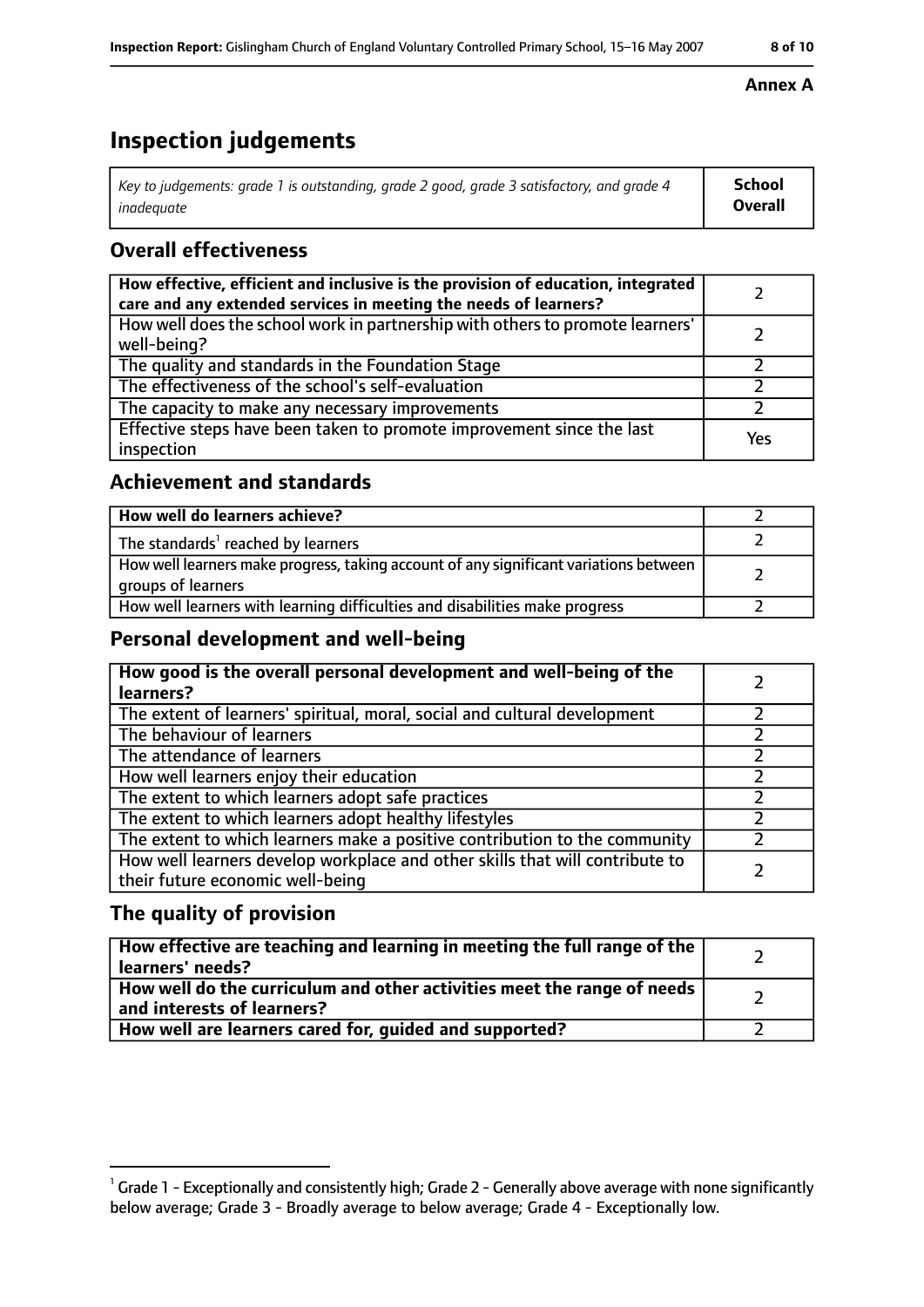**Annex A**

# Inspection judgements

| *Key to judgements: grade 1 is outstanding, grade 2 good, grade 3 satisfactory, and grade 4 inadequate* | **School Overall** |
|---|---|

## Overall effectiveness

| | |
|---|---|
| **How effective, efficient and inclusive is the provision of education, integrated care and any extended services in meeting the needs of learners?** | 2 |
| How well does the school work in partnership with others to promote learners' well-being? | 2 |
| The quality and standards in the Foundation Stage | 2 |
| The effectiveness of the school's self-evaluation | 2 |
| The capacity to make any necessary improvements | 2 |
| Effective steps have been taken to promote improvement since the last inspection | Yes |

## Achievement and standards

| | |
|---|---|
| **How well do learners achieve?** | 2 |
| The standards[1] reached by learners | 2 |
| How well learners make progress, taking account of any significant variations between groups of learners | 2 |
| How well learners with learning difficulties and disabilities make progress | 2 |

## Personal development and well-being

| | |
|---|---|
| **How good is the overall personal development and well-being of the learners?** | 2 |
| The extent of learners' spiritual, moral, social and cultural development | 2 |
| The behaviour of learners | 2 |
| The attendance of learners | 2 |
| How well learners enjoy their education | 2 |
| The extent to which learners adopt safe practices | 2 |
| The extent to which learners adopt healthy lifestyles | 2 |
| The extent to which learners make a positive contribution to the community | 2 |
| How well learners develop workplace and other skills that will contribute to their future economic well-being | 2 |

## The quality of provision

| | |
|---|---|
| **How effective are teaching and learning in meeting the full range of the learners' needs?** | 2 |
| **How well do the curriculum and other activities meet the range of needs and interests of learners?** | 2 |
| **How well are learners cared for, guided and supported?** | 2 |

[1] Grade 1 - Exceptionally and consistently high; Grade 2 - Generally above average with none significantly below average; Grade 3 - Broadly average to below average; Grade 4 - Exceptionally low.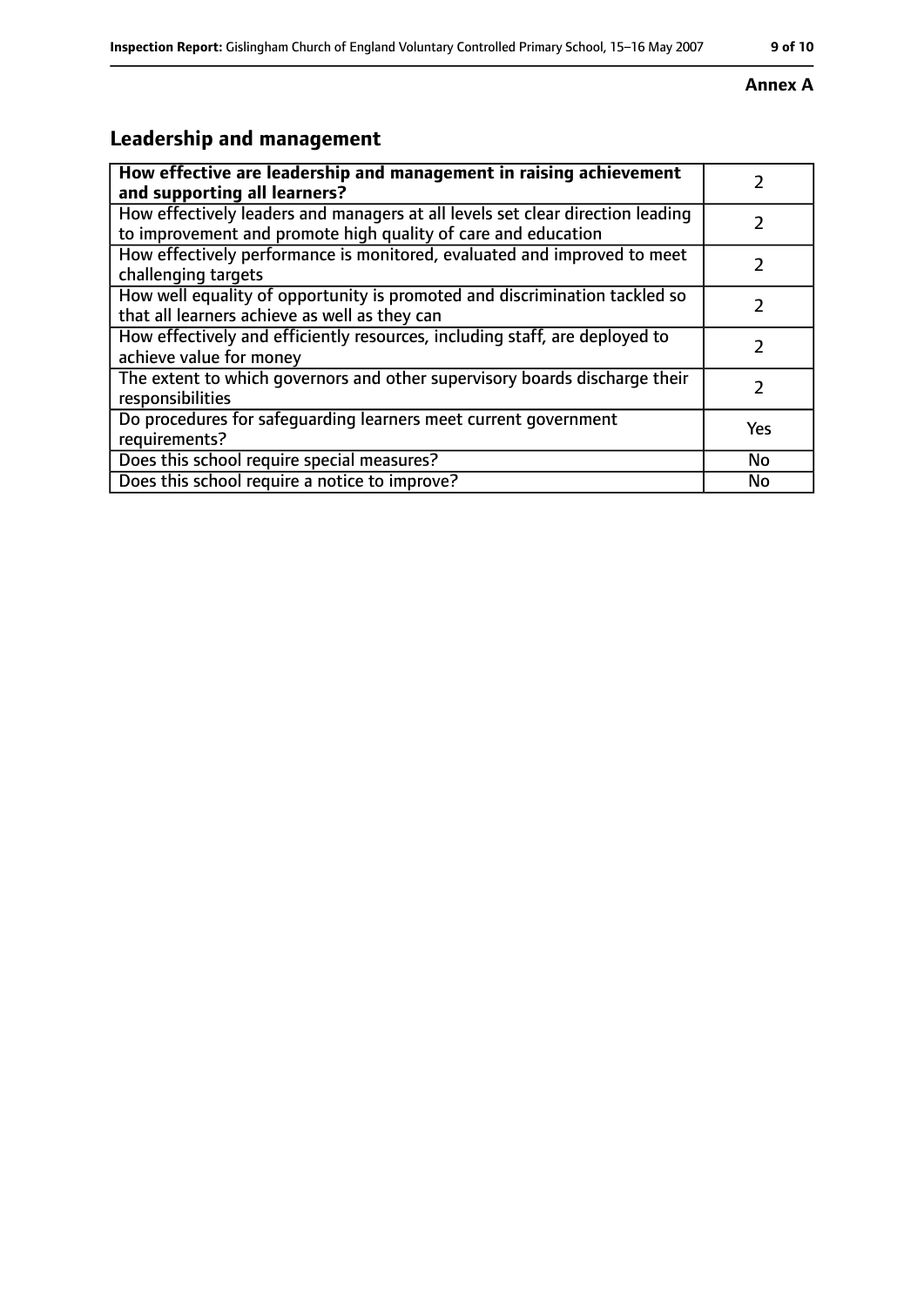**Annex A**

## Leadership and management

| How effective are leadership and management in raising achievement and supporting all learners? | 2 |
|---|---|
| How effectively leaders and managers at all levels set clear direction leading to improvement and promote high quality of care and education | 2 |
| How effectively performance is monitored, evaluated and improved to meet challenging targets | 2 |
| How well equality of opportunity is promoted and discrimination tackled so that all learners achieve as well as they can | 2 |
| How effectively and efficiently resources, including staff, are deployed to achieve value for money | 2 |
| The extent to which governors and other supervisory boards discharge their responsibilities | 2 |
| Do procedures for safeguarding learners meet current government requirements? | Yes |
| Does this school require special measures? | No |
| Does this school require a notice to improve? | No |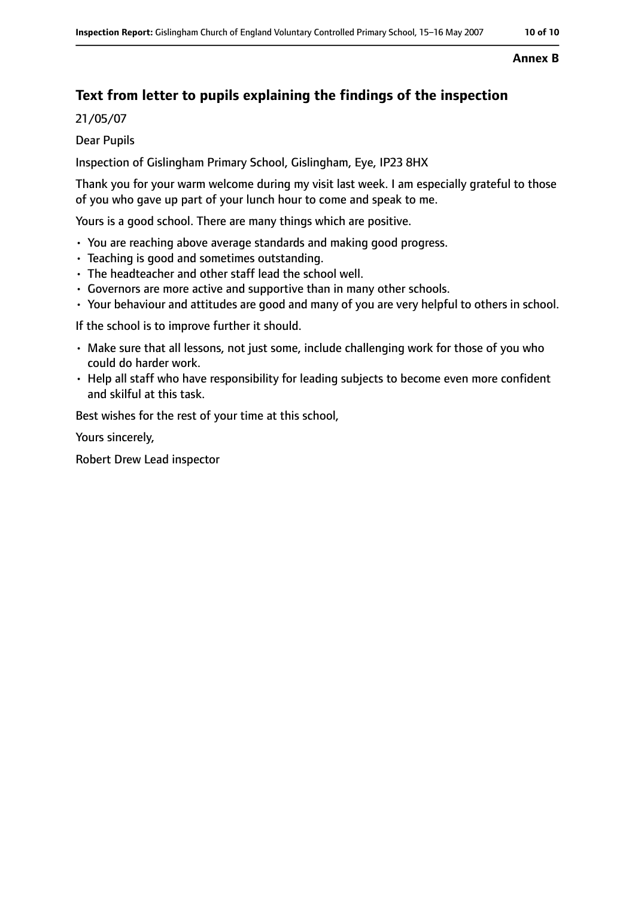**Annex B**

## Text from letter to pupils explaining the findings of the inspection

21/05/07

Dear Pupils

Inspection of Gislingham Primary School, Gislingham, Eye, IP23 8HX

Thank you for your warm welcome during my visit last week. I am especially grateful to those of you who gave up part of your lunch hour to come and speak to me.

Yours is a good school. There are many things which are positive.

- You are reaching above average standards and making good progress.
- Teaching is good and sometimes outstanding.
- The headteacher and other staff lead the school well.
- Governors are more active and supportive than in many other schools.
- Your behaviour and attitudes are good and many of you are very helpful to others in school.

If the school is to improve further it should.

- Make sure that all lessons, not just some, include challenging work for those of you who could do harder work.
- Help all staff who have responsibility for leading subjects to become even more confident and skilful at this task.

Best wishes for the rest of your time at this school,

Yours sincerely,

Robert Drew Lead inspector